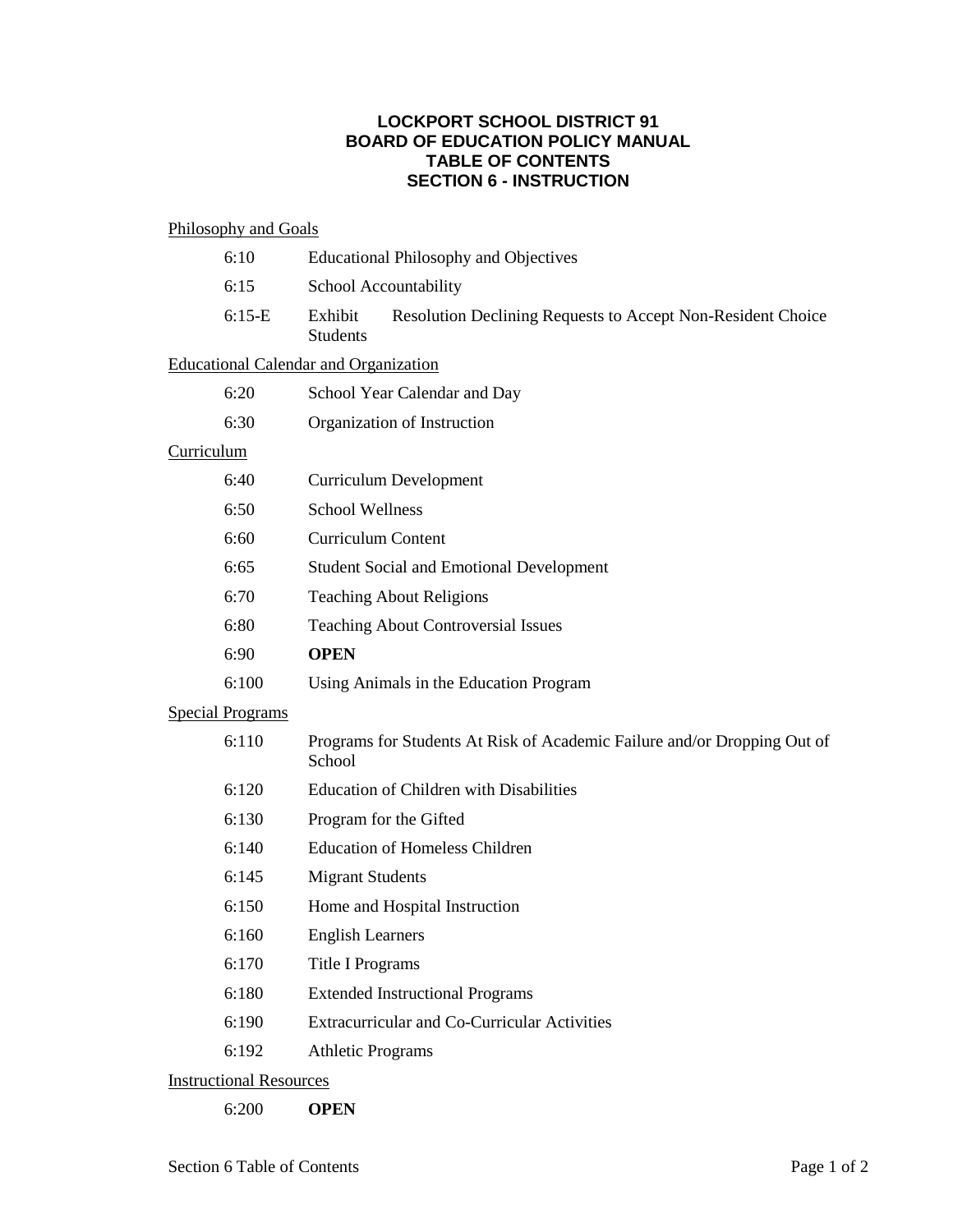# LOCKPORT SCHOOL DISTRICT 91
# BOARD OF EDUCATION POLICY MANUAL
# TABLE OF CONTENTS
# SECTION 6 - INSTRUCTION

Philosophy and Goals

| | |
|---|---|
| 6:10 | Educational Philosophy and Objectives |
| 6:15 | School Accountability |
| 6:15-E | Exhibit Resolution Declining Requests to Accept Non-Resident Choice Students |

Educational Calendar and Organization

| | |
|---|---|
| 6:20 | School Year Calendar and Day |
| 6:30 | Organization of Instruction |

Curriculum

| | |
|---|---|
| 6:40 | Curriculum Development |
| 6:50 | School Wellness |
| 6:60 | Curriculum Content |
| 6:65 | Student Social and Emotional Development |
| 6:70 | Teaching About Religions |
| 6:80 | Teaching About Controversial Issues |
| 6:90 | **OPEN** |
| 6:100 | Using Animals in the Education Program |

Special Programs

| | |
|---|---|
| 6:110 | Programs for Students At Risk of Academic Failure and/or Dropping Out of School |
| 6:120 | Education of Children with Disabilities |
| 6:130 | Program for the Gifted |
| 6:140 | Education of Homeless Children |
| 6:145 | Migrant Students |
| 6:150 | Home and Hospital Instruction |
| 6:160 | English Learners |
| 6:170 | Title I Programs |
| 6:180 | Extended Instructional Programs |
| 6:190 | Extracurricular and Co-Curricular Activities |
| 6:192 | Athletic Programs |

Instructional Resources

| | |
|---|---|
| 6:200 | **OPEN** |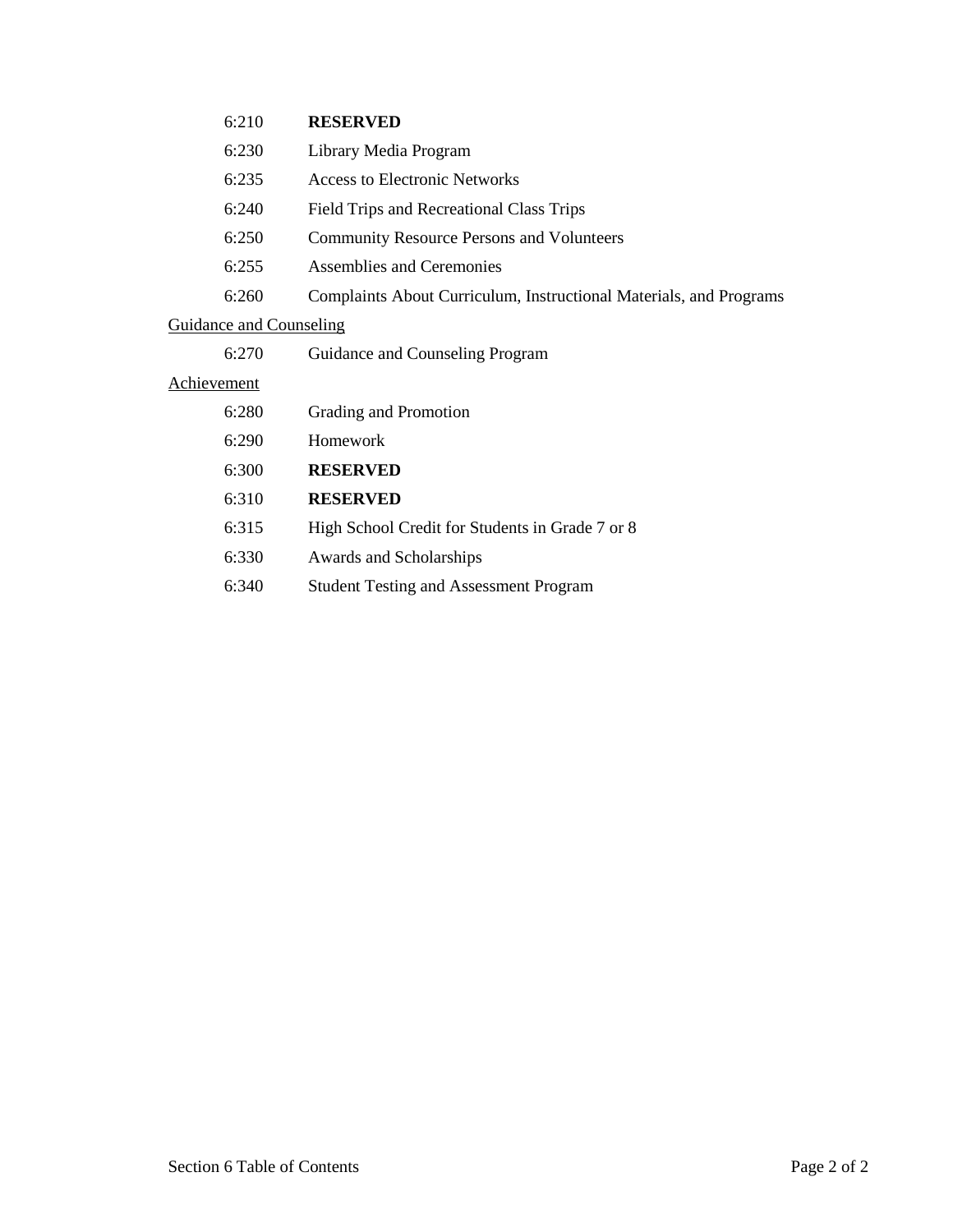| | |
|---|---|
| 6:210 | **RESERVED** |
| 6:230 | Library Media Program |
| 6:235 | Access to Electronic Networks |
| 6:240 | Field Trips and Recreational Class Trips |
| 6:250 | Community Resource Persons and Volunteers |
| 6:255 | Assemblies and Ceremonies |
| 6:260 | Complaints About Curriculum, Instructional Materials, and Programs |

Guidance and Counseling

| | |
|---|---|
| 6:270 | Guidance and Counseling Program |

Achievement

| | |
|---|---|
| 6:280 | Grading and Promotion |
| 6:290 | Homework |
| 6:300 | **RESERVED** |
| 6:310 | **RESERVED** |
| 6:315 | High School Credit for Students in Grade 7 or 8 |
| 6:330 | Awards and Scholarships |
| 6:340 | Student Testing and Assessment Program |